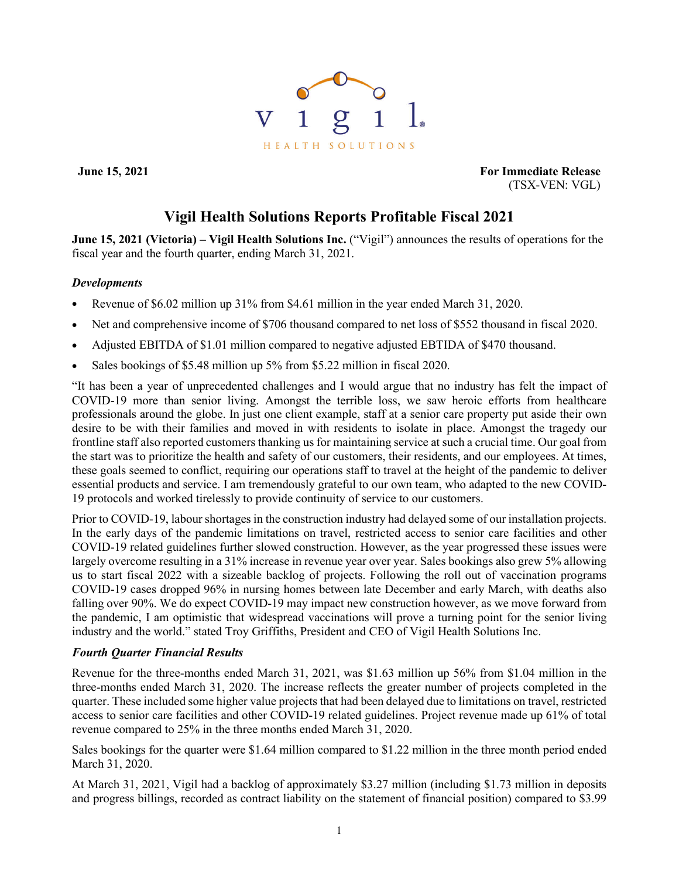vigil

HEALTH SOLUTIONS

**June 15, 2021**

**For Immediate Release**
(TSX-VEN: VGL)

# Vigil Health Solutions Reports Profitable Fiscal 2021

**June 15, 2021 (Victoria) – Vigil Health Solutions Inc.** ("Vigil") announces the results of operations for the fiscal year and the fourth quarter, ending March 31, 2021.

### *Developments*

- Revenue of $6.02 million up 31% from $4.61 million in the year ended March 31, 2020.
- Net and comprehensive income of $706 thousand compared to net loss of $552 thousand in fiscal 2020.
- Adjusted EBITDA of $1.01 million compared to negative adjusted EBTIDA of $470 thousand.
- Sales bookings of $5.48 million up 5% from $5.22 million in fiscal 2020.

"It has been a year of unprecedented challenges and I would argue that no industry has felt the impact of COVID-19 more than senior living. Amongst the terrible loss, we saw heroic efforts from healthcare professionals around the globe. In just one client example, staff at a senior care property put aside their own desire to be with their families and moved in with residents to isolate in place. Amongst the tragedy our frontline staff also reported customers thanking us for maintaining service at such a crucial time. Our goal from the start was to prioritize the health and safety of our customers, their residents, and our employees. At times, these goals seemed to conflict, requiring our operations staff to travel at the height of the pandemic to deliver essential products and service. I am tremendously grateful to our own team, who adapted to the new COVID-19 protocols and worked tirelessly to provide continuity of service to our customers.

Prior to COVID-19, labour shortages in the construction industry had delayed some of our installation projects. In the early days of the pandemic limitations on travel, restricted access to senior care facilities and other COVID-19 related guidelines further slowed construction. However, as the year progressed these issues were largely overcome resulting in a 31% increase in revenue year over year. Sales bookings also grew 5% allowing us to start fiscal 2022 with a sizeable backlog of projects. Following the roll out of vaccination programs COVID-19 cases dropped 96% in nursing homes between late December and early March, with deaths also falling over 90%. We do expect COVID-19 may impact new construction however, as we move forward from the pandemic, I am optimistic that widespread vaccinations will prove a turning point for the senior living industry and the world." stated Troy Griffiths, President and CEO of Vigil Health Solutions Inc.

### *Fourth Quarter Financial Results*

Revenue for the three-months ended March 31, 2021, was $1.63 million up 56% from $1.04 million in the three-months ended March 31, 2020. The increase reflects the greater number of projects completed in the quarter. These included some higher value projects that had been delayed due to limitations on travel, restricted access to senior care facilities and other COVID-19 related guidelines. Project revenue made up 61% of total revenue compared to 25% in the three months ended March 31, 2020.

Sales bookings for the quarter were $1.64 million compared to $1.22 million in the three month period ended March 31, 2020.

At March 31, 2021, Vigil had a backlog of approximately $3.27 million (including $1.73 million in deposits and progress billings, recorded as contract liability on the statement of financial position) compared to $3.99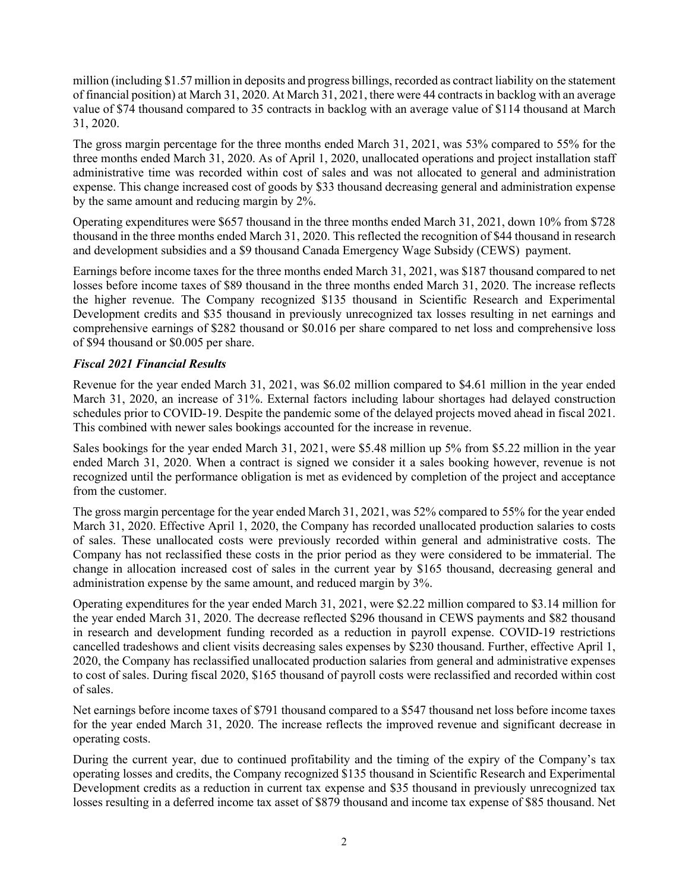million (including $1.57 million in deposits and progress billings, recorded as contract liability on the statement of financial position) at March 31, 2020. At March 31, 2021, there were 44 contracts in backlog with an average value of $74 thousand compared to 35 contracts in backlog with an average value of $114 thousand at March 31, 2020.

The gross margin percentage for the three months ended March 31, 2021, was 53% compared to 55% for the three months ended March 31, 2020. As of April 1, 2020, unallocated operations and project installation staff administrative time was recorded within cost of sales and was not allocated to general and administration expense. This change increased cost of goods by $33 thousand decreasing general and administration expense by the same amount and reducing margin by 2%.

Operating expenditures were $657 thousand in the three months ended March 31, 2021, down 10% from $728 thousand in the three months ended March 31, 2020. This reflected the recognition of $44 thousand in research and development subsidies and a $9 thousand Canada Emergency Wage Subsidy (CEWS) payment.

Earnings before income taxes for the three months ended March 31, 2021, was $187 thousand compared to net losses before income taxes of $89 thousand in the three months ended March 31, 2020. The increase reflects the higher revenue. The Company recognized $135 thousand in Scientific Research and Experimental Development credits and $35 thousand in previously unrecognized tax losses resulting in net earnings and comprehensive earnings of $282 thousand or $0.016 per share compared to net loss and comprehensive loss of $94 thousand or $0.005 per share.

### *Fiscal 2021 Financial Results*

Revenue for the year ended March 31, 2021, was $6.02 million compared to $4.61 million in the year ended March 31, 2020, an increase of 31%. External factors including labour shortages had delayed construction schedules prior to COVID-19. Despite the pandemic some of the delayed projects moved ahead in fiscal 2021. This combined with newer sales bookings accounted for the increase in revenue.

Sales bookings for the year ended March 31, 2021, were $5.48 million up 5% from $5.22 million in the year ended March 31, 2020. When a contract is signed we consider it a sales booking however, revenue is not recognized until the performance obligation is met as evidenced by completion of the project and acceptance from the customer.

The gross margin percentage for the year ended March 31, 2021, was 52% compared to 55% for the year ended March 31, 2020. Effective April 1, 2020, the Company has recorded unallocated production salaries to costs of sales. These unallocated costs were previously recorded within general and administrative costs. The Company has not reclassified these costs in the prior period as they were considered to be immaterial. The change in allocation increased cost of sales in the current year by $165 thousand, decreasing general and administration expense by the same amount, and reduced margin by 3%.

Operating expenditures for the year ended March 31, 2021, were $2.22 million compared to $3.14 million for the year ended March 31, 2020. The decrease reflected $296 thousand in CEWS payments and $82 thousand in research and development funding recorded as a reduction in payroll expense. COVID-19 restrictions cancelled tradeshows and client visits decreasing sales expenses by $230 thousand. Further, effective April 1, 2020, the Company has reclassified unallocated production salaries from general and administrative expenses to cost of sales. During fiscal 2020, $165 thousand of payroll costs were reclassified and recorded within cost of sales.

Net earnings before income taxes of $791 thousand compared to a $547 thousand net loss before income taxes for the year ended March 31, 2020. The increase reflects the improved revenue and significant decrease in operating costs.

During the current year, due to continued profitability and the timing of the expiry of the Company's tax operating losses and credits, the Company recognized $135 thousand in Scientific Research and Experimental Development credits as a reduction in current tax expense and $35 thousand in previously unrecognized tax losses resulting in a deferred income tax asset of $879 thousand and income tax expense of $85 thousand. Net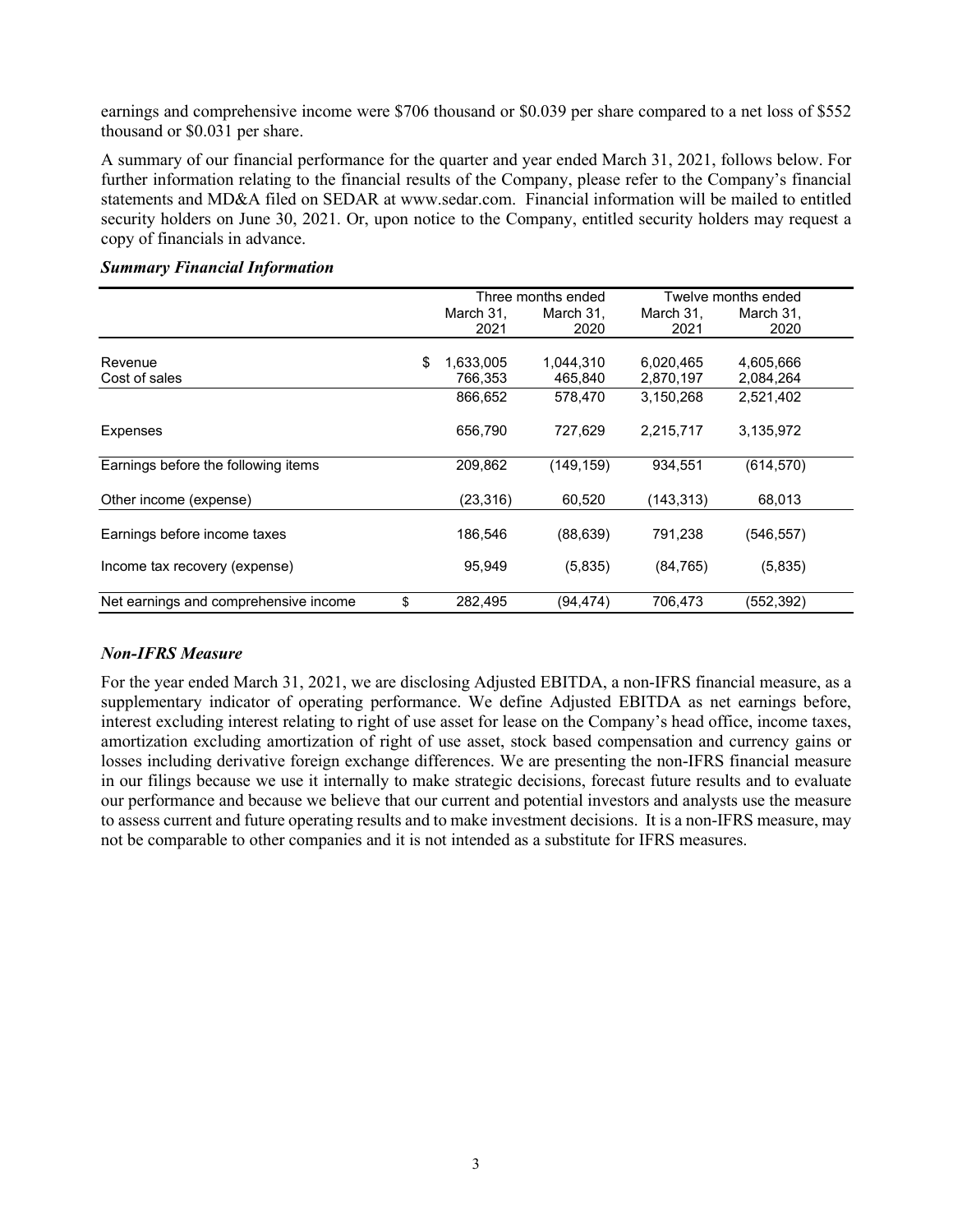earnings and comprehensive income were $706 thousand or $0.039 per share compared to a net loss of $552 thousand or $0.031 per share.

A summary of our financial performance for the quarter and year ended March 31, 2021, follows below. For further information relating to the financial results of the Company, please refer to the Company's financial statements and MD&A filed on SEDAR at www.sedar.com. Financial information will be mailed to entitled security holders on June 30, 2021. Or, upon notice to the Company, entitled security holders may request a copy of financials in advance.

***Summary Financial Information***

| | | Three months ended | | Twelve months ended | |
|---|---|---|---|---|---|
| | | March 31, 2021 | March 31, 2020 | March 31, 2021 | March 31, 2020 |
| Revenue | $ | 1,633,005 | 1,044,310 | 6,020,465 | 4,605,666 |
| Cost of sales | | 766,353 | 465,840 | 2,870,197 | 2,084,264 |
| | | 866,652 | 578,470 | 3,150,268 | 2,521,402 |
| Expenses | | 656,790 | 727,629 | 2,215,717 | 3,135,972 |
| Earnings before the following items | | 209,862 | (149,159) | 934,551 | (614,570) |
| Other income (expense) | | (23,316) | 60,520 | (143,313) | 68,013 |
| Earnings before income taxes | | 186,546 | (88,639) | 791,238 | (546,557) |
| Income tax recovery (expense) | | 95,949 | (5,835) | (84,765) | (5,835) |
| Net earnings and comprehensive income | $ | 282,495 | (94,474) | 706,473 | (552,392) |

***Non-IFRS Measure***

For the year ended March 31, 2021, we are disclosing Adjusted EBITDA, a non-IFRS financial measure, as a supplementary indicator of operating performance. We define Adjusted EBITDA as net earnings before, interest excluding interest relating to right of use asset for lease on the Company's head office, income taxes, amortization excluding amortization of right of use asset, stock based compensation and currency gains or losses including derivative foreign exchange differences. We are presenting the non-IFRS financial measure in our filings because we use it internally to make strategic decisions, forecast future results and to evaluate our performance and because we believe that our current and potential investors and analysts use the measure to assess current and future operating results and to make investment decisions. It is a non-IFRS measure, may not be comparable to other companies and it is not intended as a substitute for IFRS measures.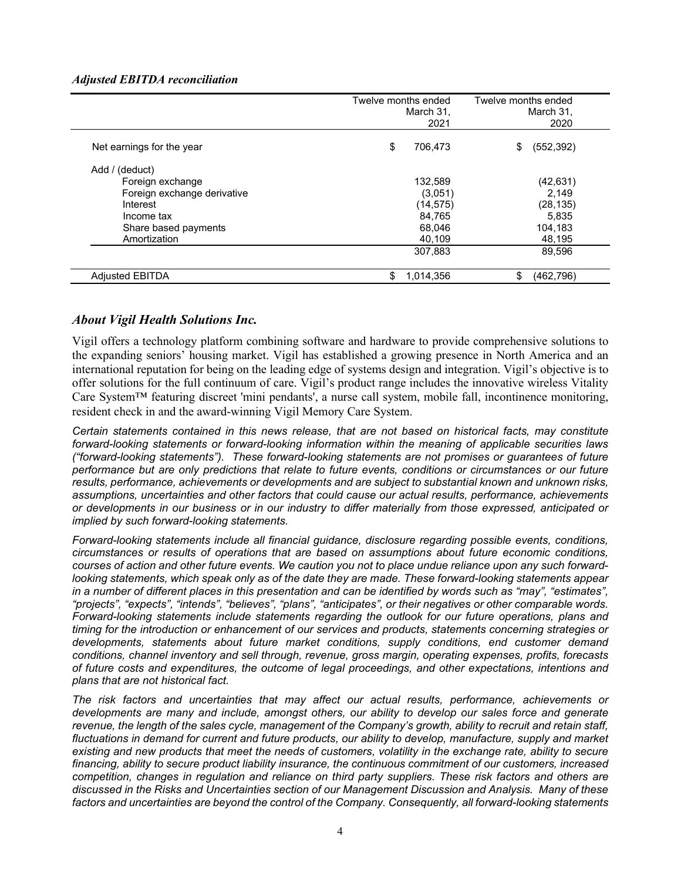***Adjusted EBITDA reconciliation***

| | Twelve months ended March 31, 2021 | Twelve months ended March 31, 2020 |
|---|---|---|
| Net earnings for the year | $ 706,473 | $ (552,392) |
| Add / (deduct) | | |
| Foreign exchange | 132,589 | (42,631) |
| Foreign exchange derivative | (3,051) | 2,149 |
| Interest | (14,575) | (28,135) |
| Income tax | 84,765 | 5,835 |
| Share based payments | 68,046 | 104,183 |
| Amortization | 40,109 | 48,195 |
| | 307,883 | 89,596 |
| Adjusted EBITDA | $ 1,014,356 | $ (462,796) |

## *About Vigil Health Solutions Inc.*

Vigil offers a technology platform combining software and hardware to provide comprehensive solutions to the expanding seniors' housing market. Vigil has established a growing presence in North America and an international reputation for being on the leading edge of systems design and integration. Vigil's objective is to offer solutions for the full continuum of care. Vigil's product range includes the innovative wireless Vitality Care System™ featuring discreet 'mini pendants', a nurse call system, mobile fall, incontinence monitoring, resident check in and the award-winning Vigil Memory Care System.

*Certain statements contained in this news release, that are not based on historical facts, may constitute forward-looking statements or forward-looking information within the meaning of applicable securities laws ("forward-looking statements"). These forward-looking statements are not promises or guarantees of future performance but are only predictions that relate to future events, conditions or circumstances or our future results, performance, achievements or developments and are subject to substantial known and unknown risks, assumptions, uncertainties and other factors that could cause our actual results, performance, achievements or developments in our business or in our industry to differ materially from those expressed, anticipated or implied by such forward-looking statements.*

*Forward-looking statements include all financial guidance, disclosure regarding possible events, conditions, circumstances or results of operations that are based on assumptions about future economic conditions, courses of action and other future events. We caution you not to place undue reliance upon any such forward-looking statements, which speak only as of the date they are made. These forward-looking statements appear in a number of different places in this presentation and can be identified by words such as "may", "estimates", "projects", "expects", "intends", "believes", "plans", "anticipates", or their negatives or other comparable words. Forward-looking statements include statements regarding the outlook for our future operations, plans and timing for the introduction or enhancement of our services and products, statements concerning strategies or developments, statements about future market conditions, supply conditions, end customer demand conditions, channel inventory and sell through, revenue, gross margin, operating expenses, profits, forecasts of future costs and expenditures, the outcome of legal proceedings, and other expectations, intentions and plans that are not historical fact.*

*The risk factors and uncertainties that may affect our actual results, performance, achievements or developments are many and include, amongst others, our ability to develop our sales force and generate revenue, the length of the sales cycle, management of the Company's growth, ability to recruit and retain staff, fluctuations in demand for current and future products, our ability to develop, manufacture, supply and market existing and new products that meet the needs of customers, volatility in the exchange rate, ability to secure financing, ability to secure product liability insurance, the continuous commitment of our customers, increased competition, changes in regulation and reliance on third party suppliers. These risk factors and others are discussed in the Risks and Uncertainties section of our Management Discussion and Analysis. Many of these factors and uncertainties are beyond the control of the Company. Consequently, all forward-looking statements*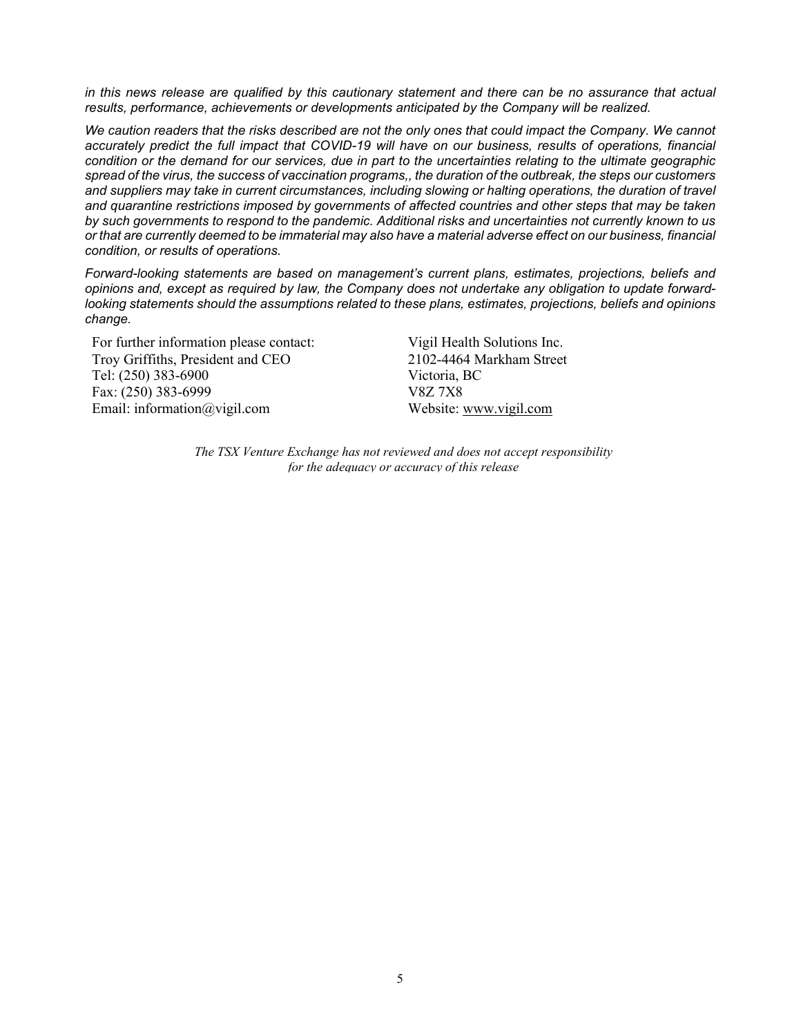*in this news release are qualified by this cautionary statement and there can be no assurance that actual results, performance, achievements or developments anticipated by the Company will be realized.*

*We caution readers that the risks described are not the only ones that could impact the Company. We cannot accurately predict the full impact that COVID-19 will have on our business, results of operations, financial condition or the demand for our services, due in part to the uncertainties relating to the ultimate geographic spread of the virus, the success of vaccination programs,, the duration of the outbreak, the steps our customers and suppliers may take in current circumstances, including slowing or halting operations, the duration of travel and quarantine restrictions imposed by governments of affected countries and other steps that may be taken by such governments to respond to the pandemic. Additional risks and uncertainties not currently known to us or that are currently deemed to be immaterial may also have a material adverse effect on our business, financial condition, or results of operations.*

*Forward-looking statements are based on management's current plans, estimates, projections, beliefs and opinions and, except as required by law, the Company does not undertake any obligation to update forward-looking statements should the assumptions related to these plans, estimates, projections, beliefs and opinions change.*

For further information please contact:
Troy Griffiths, President and CEO
Tel: (250) 383-6900
Fax: (250) 383-6999
Email: information@vigil.com

Vigil Health Solutions Inc.
2102-4464 Markham Street
Victoria, BC
V8Z 7X8
Website: www.vigil.com

*The TSX Venture Exchange has not reviewed and does not accept responsibility for the adequacy or accuracy of this release*